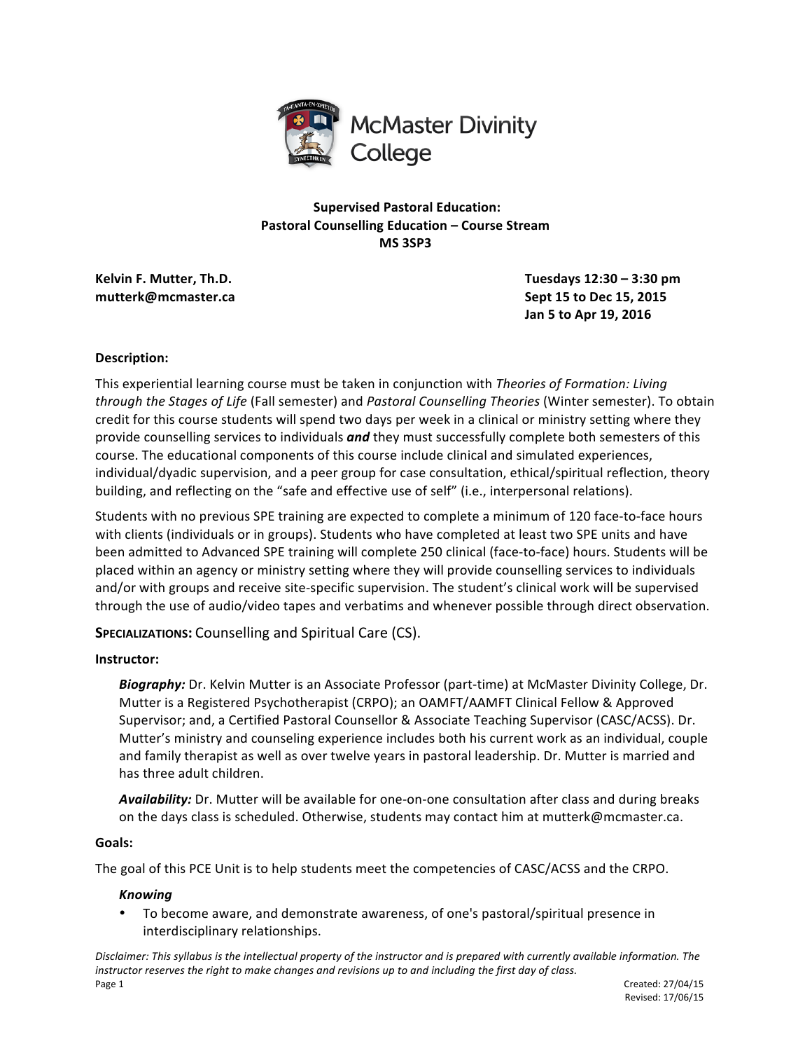McMaster Divinity College

**Supervised Pastoral Education:**
**Pastoral Counselling Education – Course Stream**
**MS 3SP3**

**Kelvin F. Mutter, Th.D.**
**mutterk@mcmaster.ca**

**Tuesdays 12:30 – 3:30 pm**
**Sept 15 to Dec 15, 2015**
**Jan 5 to Apr 19, 2016**

**Description:**

This experiential learning course must be taken in conjunction with *Theories of Formation: Living through the Stages of Life* (Fall semester) and *Pastoral Counselling Theories* (Winter semester). To obtain credit for this course students will spend two days per week in a clinical or ministry setting where they provide counselling services to individuals ***and*** they must successfully complete both semesters of this course. The educational components of this course include clinical and simulated experiences, individual/dyadic supervision, and a peer group for case consultation, ethical/spiritual reflection, theory building, and reflecting on the "safe and effective use of self" (i.e., interpersonal relations).

Students with no previous SPE training are expected to complete a minimum of 120 face-to-face hours with clients (individuals or in groups). Students who have completed at least two SPE units and have been admitted to Advanced SPE training will complete 250 clinical (face-to-face) hours. Students will be placed within an agency or ministry setting where they will provide counselling services to individuals and/or with groups and receive site-specific supervision. The student's clinical work will be supervised through the use of audio/video tapes and verbatims and whenever possible through direct observation.

**SPECIALIZATIONS:** Counselling and Spiritual Care (CS).

**Instructor:**

***Biography:*** Dr. Kelvin Mutter is an Associate Professor (part-time) at McMaster Divinity College, Dr. Mutter is a Registered Psychotherapist (CRPO); an OAMFT/AAMFT Clinical Fellow & Approved Supervisor; and, a Certified Pastoral Counsellor & Associate Teaching Supervisor (CASC/ACSS). Dr. Mutter's ministry and counseling experience includes both his current work as an individual, couple and family therapist as well as over twelve years in pastoral leadership. Dr. Mutter is married and has three adult children.

***Availability:*** Dr. Mutter will be available for one-on-one consultation after class and during breaks on the days class is scheduled. Otherwise, students may contact him at mutterk@mcmaster.ca.

**Goals:**

The goal of this PCE Unit is to help students meet the competencies of CASC/ACSS and the CRPO.

***Knowing***

- To become aware, and demonstrate awareness, of one's pastoral/spiritual presence in interdisciplinary relationships.

*Disclaimer: This syllabus is the intellectual property of the instructor and is prepared with currently available information. The instructor reserves the right to make changes and revisions up to and including the first day of class.*

Created: 27/04/15
Revised: 17/06/15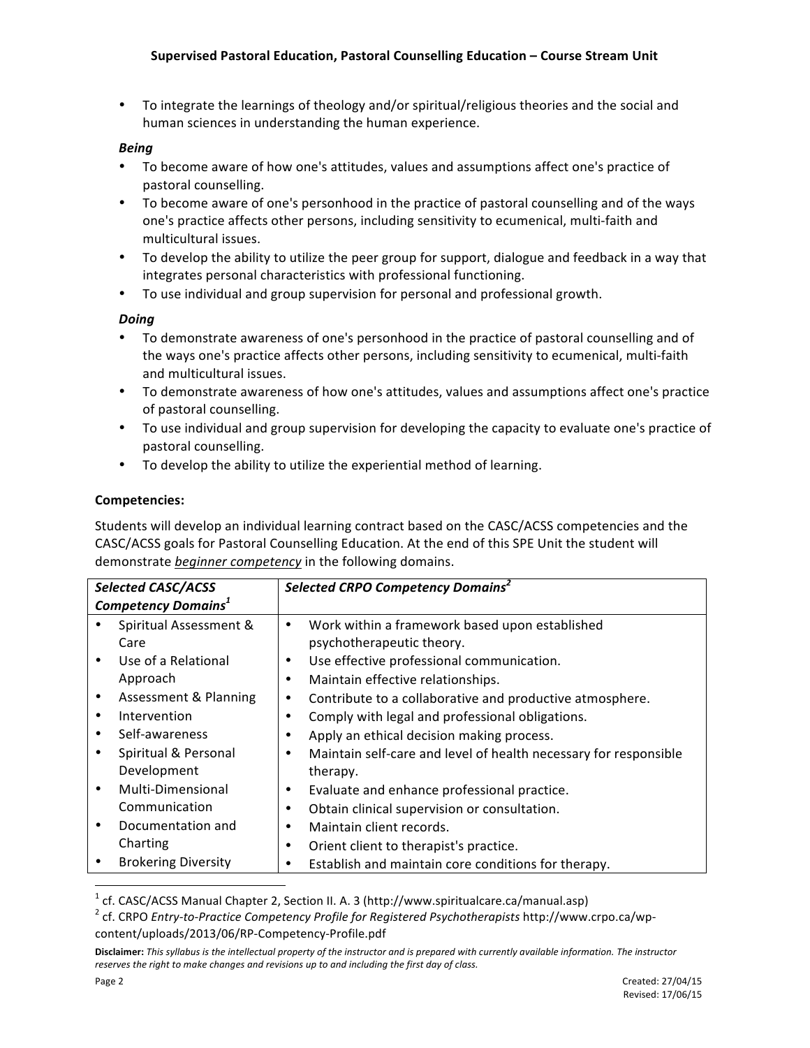- To integrate the learnings of theology and/or spiritual/religious theories and the social and human sciences in understanding the human experience.

***Being***

- To become aware of how one's attitudes, values and assumptions affect one's practice of pastoral counselling.
- To become aware of one's personhood in the practice of pastoral counselling and of the ways one's practice affects other persons, including sensitivity to ecumenical, multi-faith and multicultural issues.
- To develop the ability to utilize the peer group for support, dialogue and feedback in a way that integrates personal characteristics with professional functioning.
- To use individual and group supervision for personal and professional growth.

***Doing***

- To demonstrate awareness of one's personhood in the practice of pastoral counselling and of the ways one's practice affects other persons, including sensitivity to ecumenical, multi-faith and multicultural issues.
- To demonstrate awareness of how one's attitudes, values and assumptions affect one's practice of pastoral counselling.
- To use individual and group supervision for developing the capacity to evaluate one's practice of pastoral counselling.
- To develop the ability to utilize the experiential method of learning.

**Competencies:**

Students will develop an individual learning contract based on the CASC/ACSS competencies and the CASC/ACSS goals for Pastoral Counselling Education. At the end of this SPE Unit the student will demonstrate ***beginner competency*** in the following domains.

| ***Selected CASC/ACSS Competency Domains***[1] | ***Selected CRPO Competency Domains***[2] |
|---|---|
| • Spiritual Assessment & Care<br>• Use of a Relational Approach<br>• Assessment & Planning<br>• Intervention<br>• Self-awareness<br>• Spiritual & Personal Development<br>• Multi-Dimensional Communication<br>• Documentation and Charting<br>• Brokering Diversity | • Work within a framework based upon established psychotherapeutic theory.<br>• Use effective professional communication.<br>• Maintain effective relationships.<br>• Contribute to a collaborative and productive atmosphere.<br>• Comply with legal and professional obligations.<br>• Apply an ethical decision making process.<br>• Maintain self-care and level of health necessary for responsible therapy.<br>• Evaluate and enhance professional practice.<br>• Obtain clinical supervision or consultation.<br>• Maintain client records.<br>• Orient client to therapist's practice.<br>• Establish and maintain core conditions for therapy. |

[1] cf. CASC/ACSS Manual Chapter 2, Section II. A. 3 (http://www.spiritualcare.ca/manual.asp)

[2] cf. CRPO *Entry-to-Practice Competency Profile for Registered Psychotherapists* http://www.crpo.ca/wp-content/uploads/2013/06/RP-Competency-Profile.pdf

**Disclaimer:** *This syllabus is the intellectual property of the instructor and is prepared with currently available information. The instructor reserves the right to make changes and revisions up to and including the first day of class.*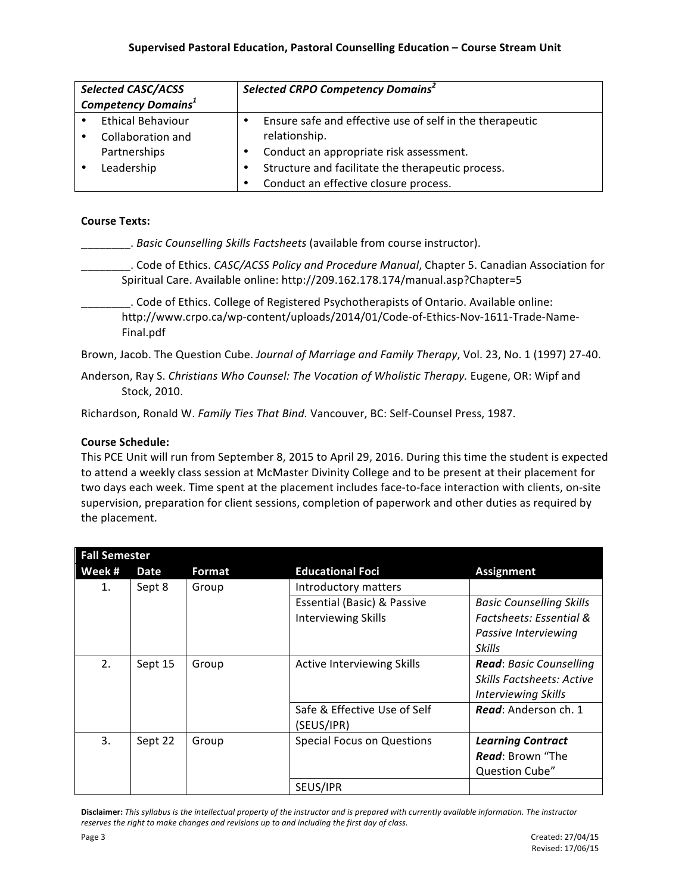| *Selected CASC/ACSS Competency Domains*[1] | *Selected CRPO Competency Domains*[2] |
|---|---|
| • Ethical Behaviour<br>• Collaboration and Partnerships<br>• Leadership | • Ensure safe and effective use of self in the therapeutic relationship.<br>• Conduct an appropriate risk assessment.<br>• Structure and facilitate the therapeutic process.<br>• Conduct an effective closure process. |

**Course Texts:**

________. *Basic Counselling Skills Factsheets* (available from course instructor).

________. Code of Ethics. *CASC/ACSS Policy and Procedure Manual*, Chapter 5. Canadian Association for Spiritual Care. Available online: http://209.162.178.174/manual.asp?Chapter=5

________. Code of Ethics. College of Registered Psychotherapists of Ontario. Available online: http://www.crpo.ca/wp-content/uploads/2014/01/Code-of-Ethics-Nov-1611-Trade-Name-Final.pdf

Brown, Jacob. The Question Cube. *Journal of Marriage and Family Therapy*, Vol. 23, No. 1 (1997) 27-40.

Anderson, Ray S. *Christians Who Counsel: The Vocation of Wholistic Therapy.* Eugene, OR: Wipf and Stock, 2010.

Richardson, Ronald W. *Family Ties That Bind.* Vancouver, BC: Self-Counsel Press, 1987.

**Course Schedule:**

This PCE Unit will run from September 8, 2015 to April 29, 2016. During this time the student is expected to attend a weekly class session at McMaster Divinity College and to be present at their placement for two days each week. Time spent at the placement includes face-to-face interaction with clients, on-site supervision, preparation for client sessions, completion of paperwork and other duties as required by the placement.

| **Fall Semester** | | | | |
|---|---|---|---|---|
| **Week #** | **Date** | **Format** | **Educational Foci** | **Assignment** |
| 1. | Sept 8 | Group | Introductory matters | |
| | | | Essential (Basic) & Passive Interviewing Skills | *Basic Counselling Skills Factsheets: Essential & Passive Interviewing Skills* |
| 2. | Sept 15 | Group | Active Interviewing Skills | ***Read***: *Basic Counselling Skills Factsheets: Active Interviewing Skills* |
| | | | Safe & Effective Use of Self (SEUS/IPR) | ***Read***: Anderson ch. 1 |
| 3. | Sept 22 | Group | Special Focus on Questions | ***Learning Contract***<br>***Read***: Brown "The Question Cube" |
| | | | SEUS/IPR | |

**Disclaimer:** *This syllabus is the intellectual property of the instructor and is prepared with currently available information. The instructor reserves the right to make changes and revisions up to and including the first day of class.*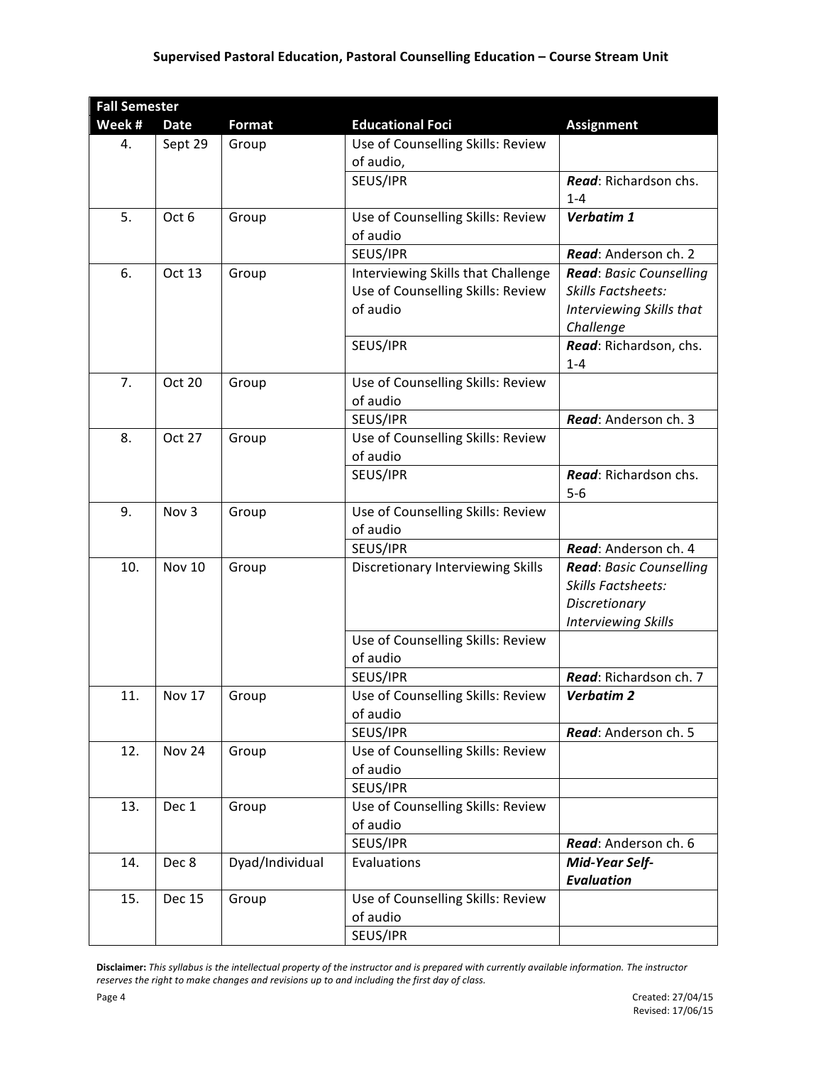| Fall Semester | | | | |
|---|---|---|---|---|
| **Week #** | **Date** | **Format** | **Educational Foci** | **Assignment** |
| 4. | Sept 29 | Group | Use of Counselling Skills: Review of audio, | |
| | | | SEUS/IPR | ***Read***: Richardson chs. 1-4 |
| 5. | Oct 6 | Group | Use of Counselling Skills: Review of audio | ***Verbatim 1*** |
| | | | SEUS/IPR | ***Read***: Anderson ch. 2 |
| 6. | Oct 13 | Group | Interviewing Skills that Challenge<br>Use of Counselling Skills: Review of audio | ***Read***: *Basic Counselling Skills Factsheets: Interviewing Skills that Challenge* |
| | | | SEUS/IPR | ***Read***: Richardson, chs. 1-4 |
| 7. | Oct 20 | Group | Use of Counselling Skills: Review of audio | |
| | | | SEUS/IPR | ***Read***: Anderson ch. 3 |
| 8. | Oct 27 | Group | Use of Counselling Skills: Review of audio | |
| | | | SEUS/IPR | ***Read***: Richardson chs. 5-6 |
| 9. | Nov 3 | Group | Use of Counselling Skills: Review of audio | |
| | | | SEUS/IPR | ***Read***: Anderson ch. 4 |
| 10. | Nov 10 | Group | Discretionary Interviewing Skills | ***Read***: *Basic Counselling Skills Factsheets: Discretionary Interviewing Skills* |
| | | | Use of Counselling Skills: Review of audio | |
| | | | SEUS/IPR | ***Read***: Richardson ch. 7 |
| 11. | Nov 17 | Group | Use of Counselling Skills: Review of audio | ***Verbatim 2*** |
| | | | SEUS/IPR | ***Read***: Anderson ch. 5 |
| 12. | Nov 24 | Group | Use of Counselling Skills: Review of audio | |
| | | | SEUS/IPR | |
| 13. | Dec 1 | Group | Use of Counselling Skills: Review of audio | |
| | | | SEUS/IPR | ***Read***: Anderson ch. 6 |
| 14. | Dec 8 | Dyad/Individual | Evaluations | ***Mid-Year Self-Evaluation*** |
| 15. | Dec 15 | Group | Use of Counselling Skills: Review of audio | |
| | | | SEUS/IPR | |

**Disclaimer:** *This syllabus is the intellectual property of the instructor and is prepared with currently available information. The instructor reserves the right to make changes and revisions up to and including the first day of class.*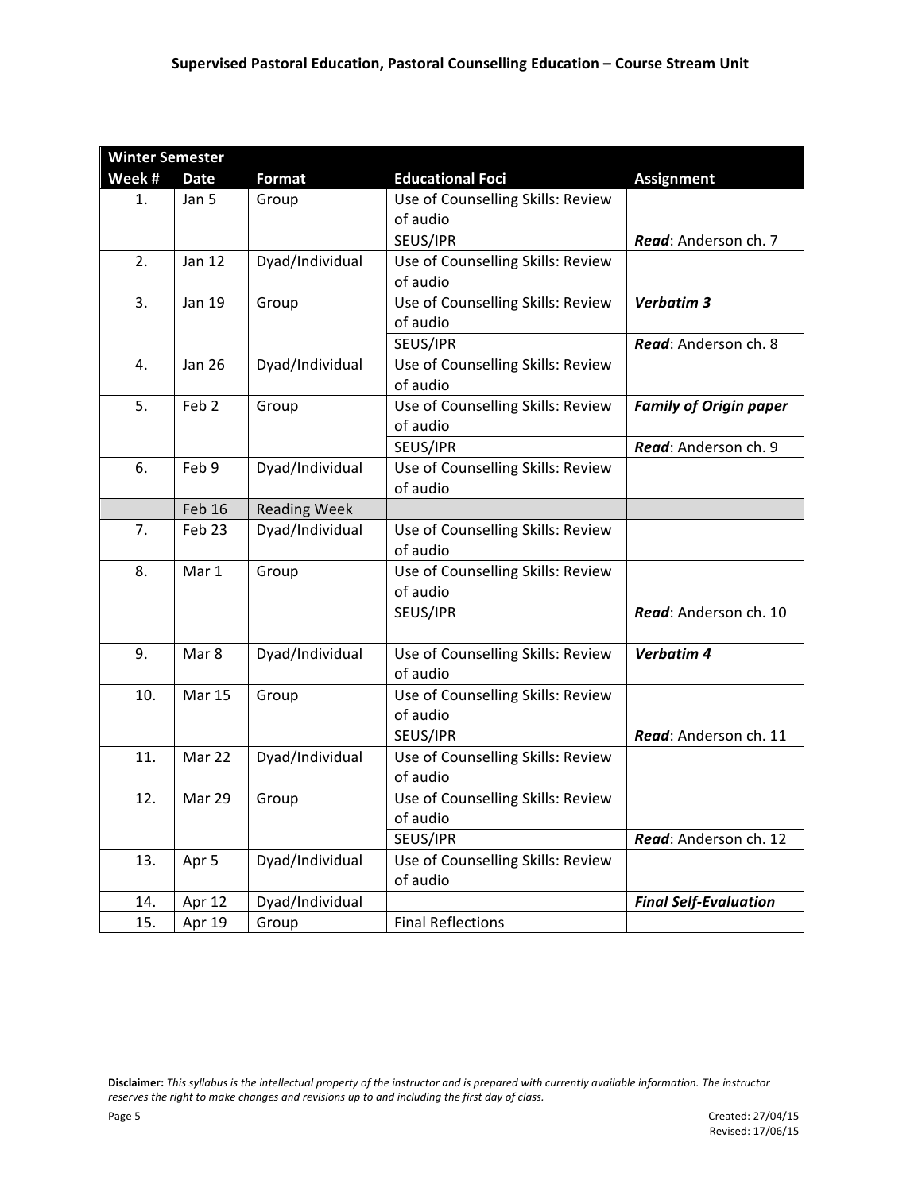| Winter Semester | | | | |
|---|---|---|---|---|
| **Week #** | **Date** | **Format** | **Educational Foci** | **Assignment** |
| 1. | Jan 5 | Group | Use of Counselling Skills: Review of audio | |
| | | | SEUS/IPR | ***Read***: Anderson ch. 7 |
| 2. | Jan 12 | Dyad/Individual | Use of Counselling Skills: Review of audio | |
| 3. | Jan 19 | Group | Use of Counselling Skills: Review of audio | ***Verbatim 3*** |
| | | | SEUS/IPR | ***Read***: Anderson ch. 8 |
| 4. | Jan 26 | Dyad/Individual | Use of Counselling Skills: Review of audio | |
| 5. | Feb 2 | Group | Use of Counselling Skills: Review of audio | ***Family of Origin paper*** |
| | | | SEUS/IPR | ***Read***: Anderson ch. 9 |
| 6. | Feb 9 | Dyad/Individual | Use of Counselling Skills: Review of audio | |
| | Feb 16 | Reading Week | | |
| 7. | Feb 23 | Dyad/Individual | Use of Counselling Skills: Review of audio | |
| 8. | Mar 1 | Group | Use of Counselling Skills: Review of audio | |
| | | | SEUS/IPR | ***Read***: Anderson ch. 10 |
| 9. | Mar 8 | Dyad/Individual | Use of Counselling Skills: Review of audio | ***Verbatim 4*** |
| 10. | Mar 15 | Group | Use of Counselling Skills: Review of audio | |
| | | | SEUS/IPR | ***Read***: Anderson ch. 11 |
| 11. | Mar 22 | Dyad/Individual | Use of Counselling Skills: Review of audio | |
| 12. | Mar 29 | Group | Use of Counselling Skills: Review of audio | |
| | | | SEUS/IPR | ***Read***: Anderson ch. 12 |
| 13. | Apr 5 | Dyad/Individual | Use of Counselling Skills: Review of audio | |
| 14. | Apr 12 | Dyad/Individual | | ***Final Self-Evaluation*** |
| 15. | Apr 19 | Group | Final Reflections | |

**Disclaimer:** *This syllabus is the intellectual property of the instructor and is prepared with currently available information. The instructor reserves the right to make changes and revisions up to and including the first day of class.*

Created: 27/04/15
Revised: 17/06/15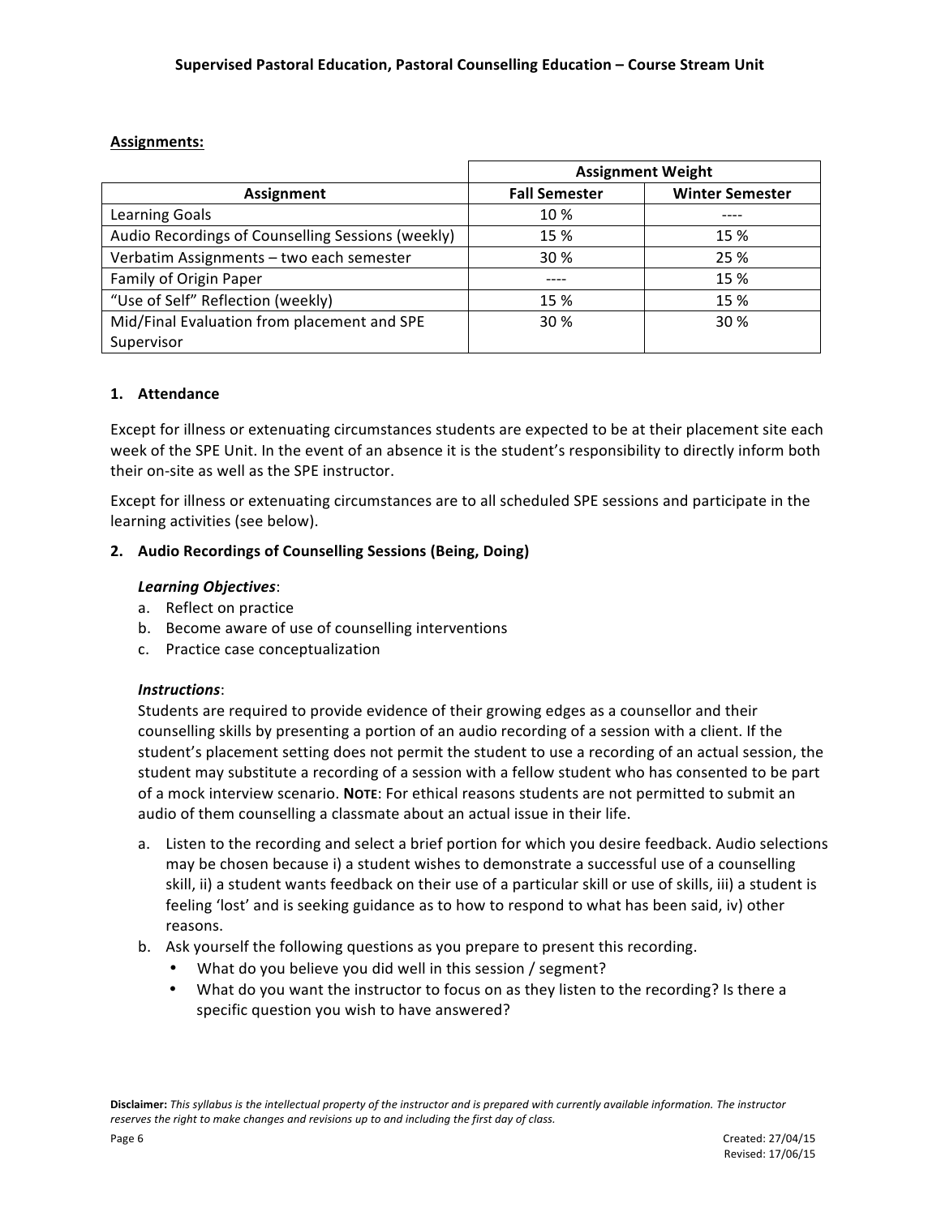**Assignments:**

| Assignment | Assignment Weight | |
|---|---|---|
| | Fall Semester | Winter Semester |
| Learning Goals | 10 % | ---- |
| Audio Recordings of Counselling Sessions (weekly) | 15 % | 15 % |
| Verbatim Assignments – two each semester | 30 % | 25 % |
| Family of Origin Paper | ---- | 15 % |
| "Use of Self" Reflection (weekly) | 15 % | 15 % |
| Mid/Final Evaluation from placement and SPE Supervisor | 30 % | 30 % |

### 1. Attendance

Except for illness or extenuating circumstances students are expected to be at their placement site each week of the SPE Unit. In the event of an absence it is the student's responsibility to directly inform both their on-site as well as the SPE instructor.

Except for illness or extenuating circumstances are to all scheduled SPE sessions and participate in the learning activities (see below).

### 2. Audio Recordings of Counselling Sessions (Being, Doing)

***Learning Objectives***:

a. Reflect on practice
b. Become aware of use of counselling interventions
c. Practice case conceptualization

***Instructions***:

Students are required to provide evidence of their growing edges as a counsellor and their counselling skills by presenting a portion of an audio recording of a session with a client. If the student's placement setting does not permit the student to use a recording of an actual session, the student may substitute a recording of a session with a fellow student who has consented to be part of a mock interview scenario. **NOTE**: For ethical reasons students are not permitted to submit an audio of them counselling a classmate about an actual issue in their life.

a. Listen to the recording and select a brief portion for which you desire feedback. Audio selections may be chosen because i) a student wishes to demonstrate a successful use of a counselling skill, ii) a student wants feedback on their use of a particular skill or use of skills, iii) a student is feeling 'lost' and is seeking guidance as to how to respond to what has been said, iv) other reasons.
b. Ask yourself the following questions as you prepare to present this recording.
    - What do you believe you did well in this session / segment?
    - What do you want the instructor to focus on as they listen to the recording? Is there a specific question you wish to have answered?

**Disclaimer:** *This syllabus is the intellectual property of the instructor and is prepared with currently available information. The instructor reserves the right to make changes and revisions up to and including the first day of class.*

Created: 27/04/15
Revised: 17/06/15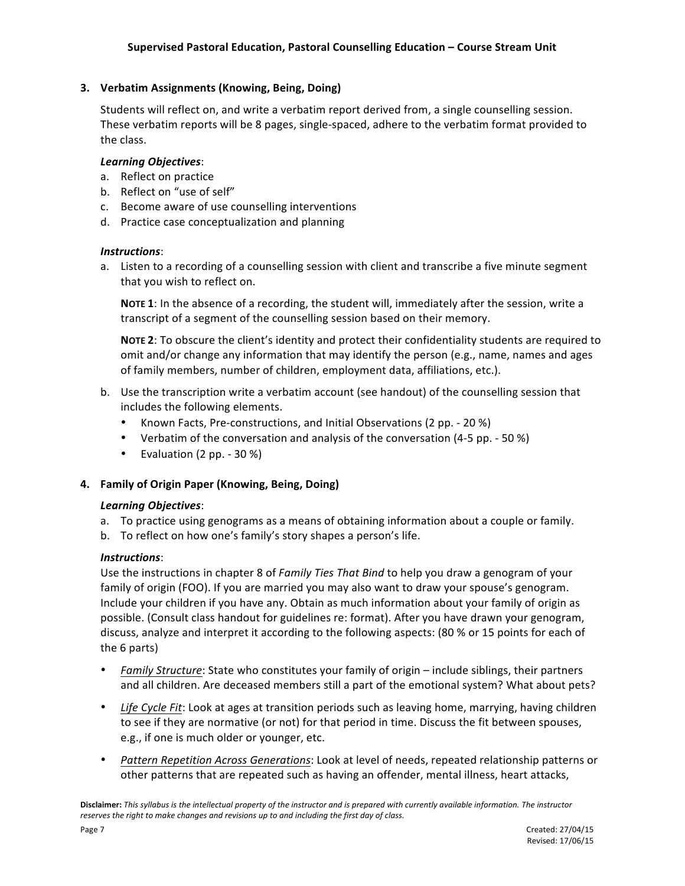### 3. Verbatim Assignments (Knowing, Being, Doing)

Students will reflect on, and write a verbatim report derived from, a single counselling session. These verbatim reports will be 8 pages, single-spaced, adhere to the verbatim format provided to the class.

***Learning Objectives***:

a. Reflect on practice
b. Reflect on "use of self"
c. Become aware of use counselling interventions
d. Practice case conceptualization and planning

***Instructions***:

a. Listen to a recording of a counselling session with client and transcribe a five minute segment that you wish to reflect on.

   **NOTE 1**: In the absence of a recording, the student will, immediately after the session, write a transcript of a segment of the counselling session based on their memory.

   **NOTE 2**: To obscure the client's identity and protect their confidentiality students are required to omit and/or change any information that may identify the person (e.g., name, names and ages of family members, number of children, employment data, affiliations, etc.).

b. Use the transcription write a verbatim account (see handout) of the counselling session that includes the following elements.
   - Known Facts, Pre-constructions, and Initial Observations (2 pp. - 20 %)
   - Verbatim of the conversation and analysis of the conversation (4-5 pp. - 50 %)
   - Evaluation (2 pp. - 30 %)

### 4. Family of Origin Paper (Knowing, Being, Doing)

***Learning Objectives***:

a. To practice using genograms as a means of obtaining information about a couple or family.
b. To reflect on how one's family's story shapes a person's life.

***Instructions***:

Use the instructions in chapter 8 of *Family Ties That Bind* to help you draw a genogram of your family of origin (FOO). If you are married you may also want to draw your spouse's genogram. Include your children if you have any. Obtain as much information about your family of origin as possible. (Consult class handout for guidelines re: format). After you have drawn your genogram, discuss, analyze and interpret it according to the following aspects: (80 % or 15 points for each of the 6 parts)

- *Family Structure*: State who constitutes your family of origin – include siblings, their partners and all children. Are deceased members still a part of the emotional system? What about pets?
- *Life Cycle Fit*: Look at ages at transition periods such as leaving home, marrying, having children to see if they are normative (or not) for that period in time. Discuss the fit between spouses, e.g., if one is much older or younger, etc.
- *Pattern Repetition Across Generations*: Look at level of needs, repeated relationship patterns or other patterns that are repeated such as having an offender, mental illness, heart attacks,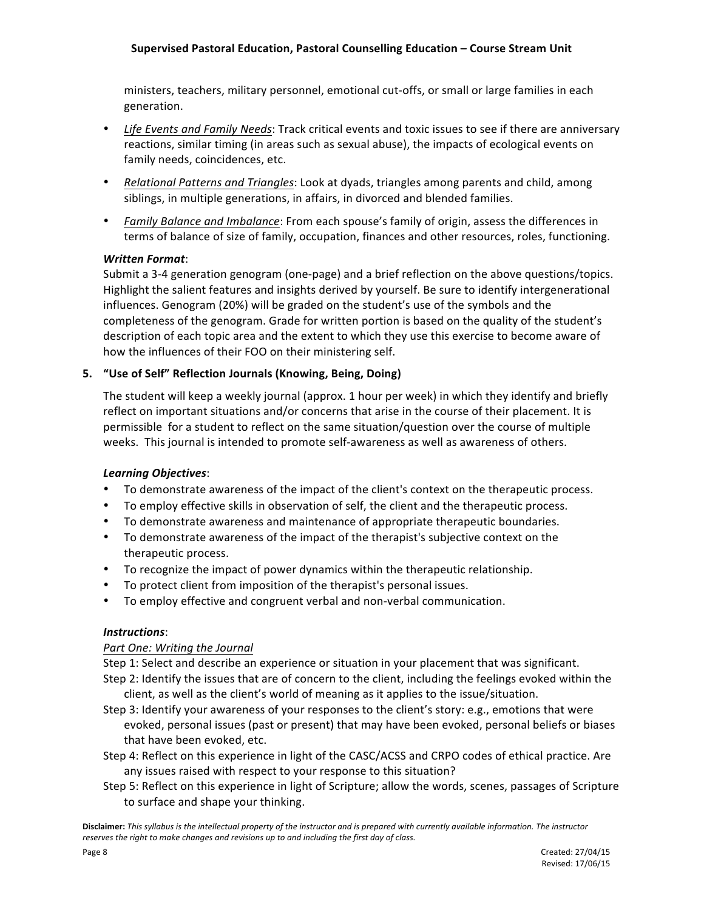ministers, teachers, military personnel, emotional cut-offs, or small or large families in each generation.

- *Life Events and Family Needs*: Track critical events and toxic issues to see if there are anniversary reactions, similar timing (in areas such as sexual abuse), the impacts of ecological events on family needs, coincidences, etc.
- *Relational Patterns and Triangles*: Look at dyads, triangles among parents and child, among siblings, in multiple generations, in affairs, in divorced and blended families.
- *Family Balance and Imbalance*: From each spouse's family of origin, assess the differences in terms of balance of size of family, occupation, finances and other resources, roles, functioning.

***Written Format***:
Submit a 3-4 generation genogram (one-page) and a brief reflection on the above questions/topics. Highlight the salient features and insights derived by yourself. Be sure to identify intergenerational influences. Genogram (20%) will be graded on the student's use of the symbols and the completeness of the genogram. Grade for written portion is based on the quality of the student's description of each topic area and the extent to which they use this exercise to become aware of how the influences of their FOO on their ministering self.

**5. "Use of Self" Reflection Journals (Knowing, Being, Doing)**

The student will keep a weekly journal (approx. 1 hour per week) in which they identify and briefly reflect on important situations and/or concerns that arise in the course of their placement. It is permissible for a student to reflect on the same situation/question over the course of multiple weeks. This journal is intended to promote self-awareness as well as awareness of others.

***Learning Objectives***:

- To demonstrate awareness of the impact of the client's context on the therapeutic process.
- To employ effective skills in observation of self, the client and the therapeutic process.
- To demonstrate awareness and maintenance of appropriate therapeutic boundaries.
- To demonstrate awareness of the impact of the therapist's subjective context on the therapeutic process.
- To recognize the impact of power dynamics within the therapeutic relationship.
- To protect client from imposition of the therapist's personal issues.
- To employ effective and congruent verbal and non-verbal communication.

***Instructions***:

*Part One: Writing the Journal*

Step 1: Select and describe an experience or situation in your placement that was significant.
Step 2: Identify the issues that are of concern to the client, including the feelings evoked within the client, as well as the client's world of meaning as it applies to the issue/situation.
Step 3: Identify your awareness of your responses to the client's story: e.g., emotions that were evoked, personal issues (past or present) that may have been evoked, personal beliefs or biases that have been evoked, etc.
Step 4: Reflect on this experience in light of the CASC/ACSS and CRPO codes of ethical practice. Are any issues raised with respect to your response to this situation?
Step 5: Reflect on this experience in light of Scripture; allow the words, scenes, passages of Scripture to surface and shape your thinking.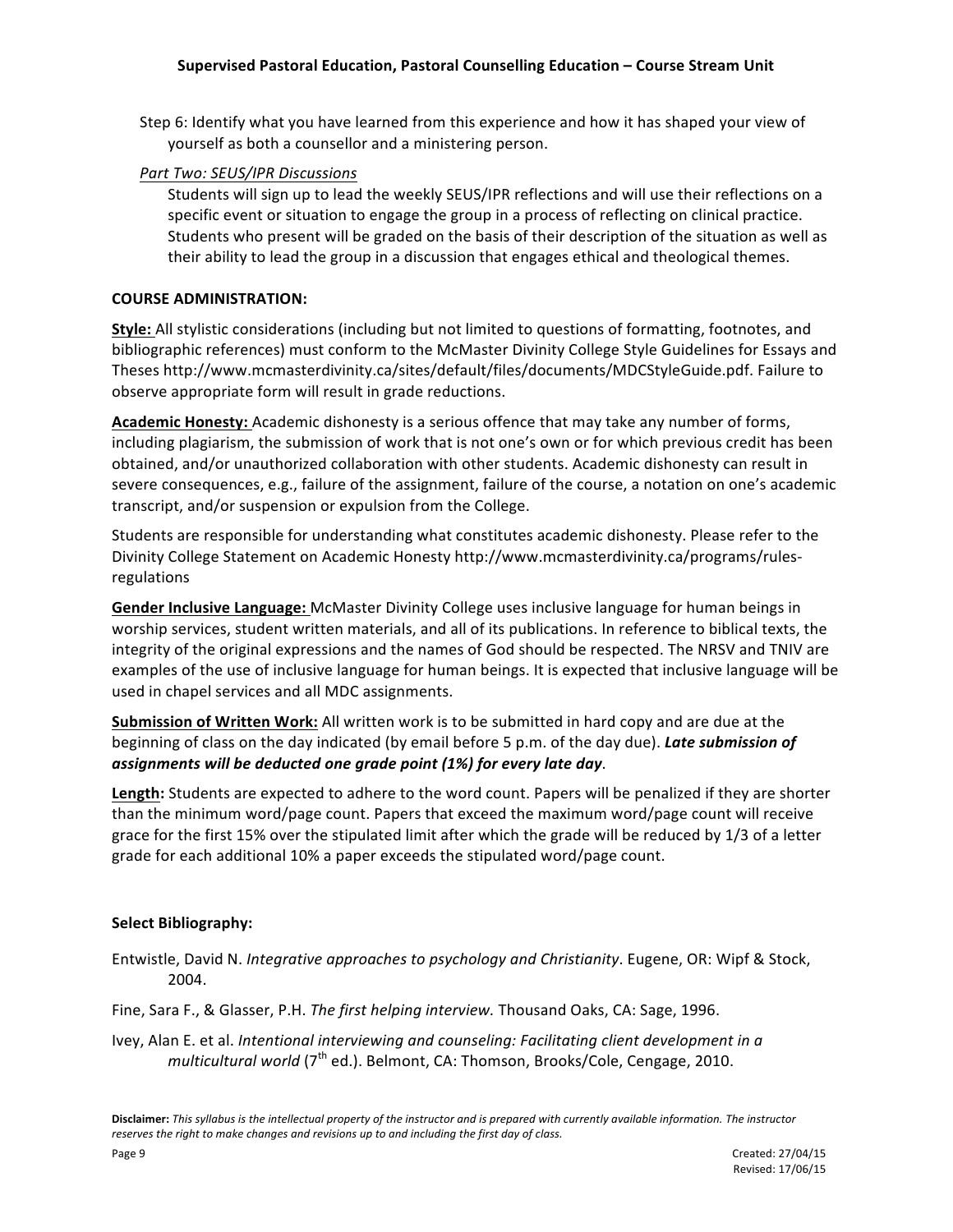Step 6: Identify what you have learned from this experience and how it has shaped your view of yourself as both a counsellor and a ministering person.

*Part Two: SEUS/IPR Discussions*

Students will sign up to lead the weekly SEUS/IPR reflections and will use their reflections on a specific event or situation to engage the group in a process of reflecting on clinical practice. Students who present will be graded on the basis of their description of the situation as well as their ability to lead the group in a discussion that engages ethical and theological themes.

**COURSE ADMINISTRATION:**

**Style:** All stylistic considerations (including but not limited to questions of formatting, footnotes, and bibliographic references) must conform to the McMaster Divinity College Style Guidelines for Essays and Theses http://www.mcmasterdivinity.ca/sites/default/files/documents/MDCStyleGuide.pdf. Failure to observe appropriate form will result in grade reductions.

**Academic Honesty:** Academic dishonesty is a serious offence that may take any number of forms, including plagiarism, the submission of work that is not one's own or for which previous credit has been obtained, and/or unauthorized collaboration with other students. Academic dishonesty can result in severe consequences, e.g., failure of the assignment, failure of the course, a notation on one's academic transcript, and/or suspension or expulsion from the College.

Students are responsible for understanding what constitutes academic dishonesty. Please refer to the Divinity College Statement on Academic Honesty http://www.mcmasterdivinity.ca/programs/rules-regulations

**Gender Inclusive Language:** McMaster Divinity College uses inclusive language for human beings in worship services, student written materials, and all of its publications. In reference to biblical texts, the integrity of the original expressions and the names of God should be respected. The NRSV and TNIV are examples of the use of inclusive language for human beings. It is expected that inclusive language will be used in chapel services and all MDC assignments.

**Submission of Written Work:** All written work is to be submitted in hard copy and are due at the beginning of class on the day indicated (by email before 5 p.m. of the day due). ***Late submission of assignments will be deducted one grade point (1%) for every late day***.

**Length:** Students are expected to adhere to the word count. Papers will be penalized if they are shorter than the minimum word/page count. Papers that exceed the maximum word/page count will receive grace for the first 15% over the stipulated limit after which the grade will be reduced by 1/3 of a letter grade for each additional 10% a paper exceeds the stipulated word/page count.

**Select Bibliography:**

Entwistle, David N. *Integrative approaches to psychology and Christianity*. Eugene, OR: Wipf & Stock, 2004.

Fine, Sara F., & Glasser, P.H. *The first helping interview.* Thousand Oaks, CA: Sage, 1996.

Ivey, Alan E. et al. *Intentional interviewing and counseling: Facilitating client development in a multicultural world* (7th ed.). Belmont, CA: Thomson, Brooks/Cole, Cengage, 2010.

**Disclaimer:** *This syllabus is the intellectual property of the instructor and is prepared with currently available information. The instructor reserves the right to make changes and revisions up to and including the first day of class.*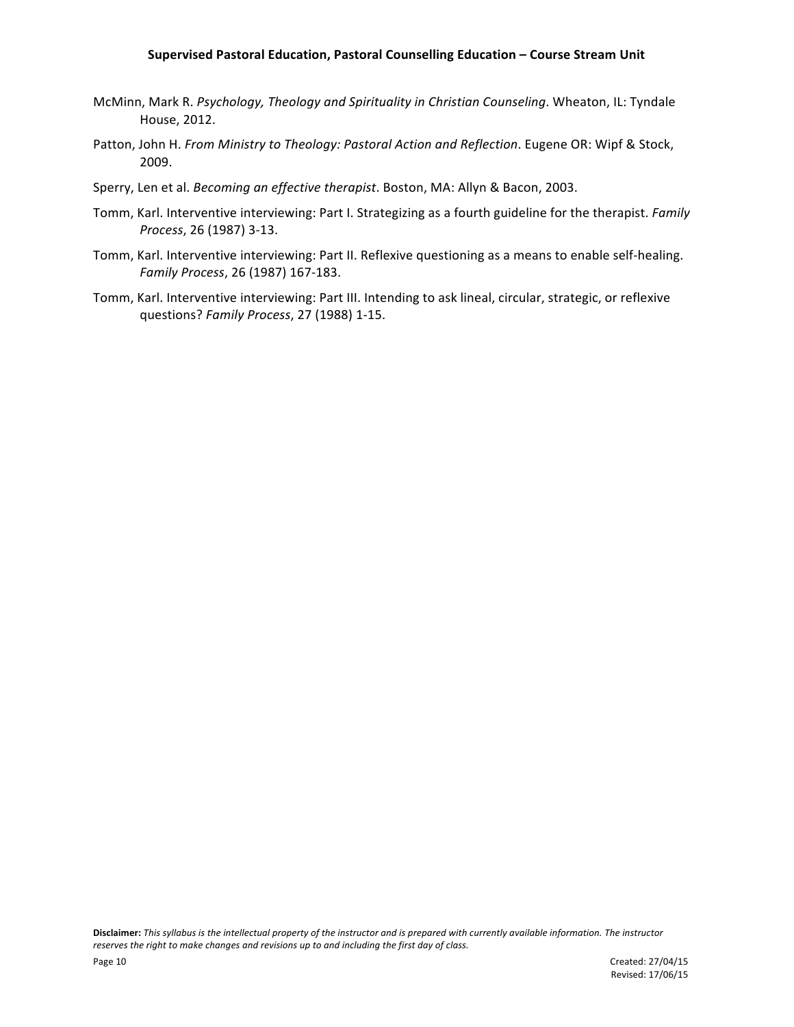McMinn, Mark R. *Psychology, Theology and Spirituality in Christian Counseling*. Wheaton, IL: Tyndale House, 2012.

Patton, John H. *From Ministry to Theology: Pastoral Action and Reflection*. Eugene OR: Wipf & Stock, 2009.

Sperry, Len et al. *Becoming an effective therapist*. Boston, MA: Allyn & Bacon, 2003.

Tomm, Karl. Interventive interviewing: Part I. Strategizing as a fourth guideline for the therapist. *Family Process*, 26 (1987) 3-13.

Tomm, Karl. Interventive interviewing: Part II. Reflexive questioning as a means to enable self-healing. *Family Process*, 26 (1987) 167-183.

Tomm, Karl. Interventive interviewing: Part III. Intending to ask lineal, circular, strategic, or reflexive questions? *Family Process*, 27 (1988) 1-15.